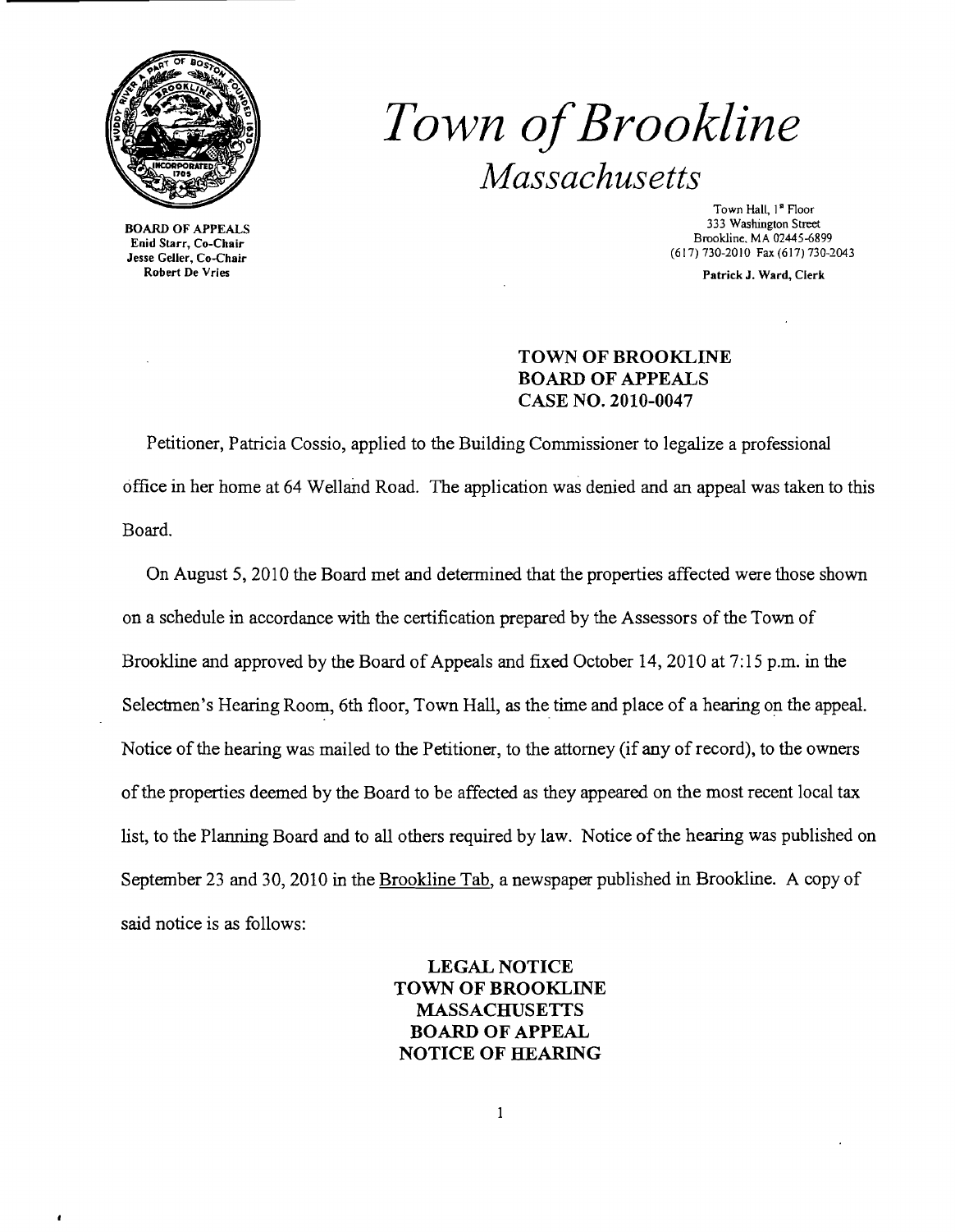# *Town of Brookline*

## *Massachusetts*

BOARD OF APPEALS
Enid Starr, Co-Chair
Jesse Geller, Co-Chair
Robert De Vries

Town Hall, 1st Floor
333 Washington Street
Brookline, MA 02445-6899
(617) 730-2010 Fax (617) 730-2043

Patrick J. Ward, Clerk

**TOWN OF BROOKLINE**
**BOARD OF APPEALS**
**CASE NO. 2010-0047**

Petitioner, Patricia Cossio, applied to the Building Commissioner to legalize a professional office in her home at 64 Welland Road. The application was denied and an appeal was taken to this Board.

On August 5, 2010 the Board met and determined that the properties affected were those shown on a schedule in accordance with the certification prepared by the Assessors of the Town of Brookline and approved by the Board of Appeals and fixed October 14, 2010 at 7:15 p.m. in the Selectmen's Hearing Room, 6th floor, Town Hall, as the time and place of a hearing on the appeal. Notice of the hearing was mailed to the Petitioner, to the attorney (if any of record), to the owners of the properties deemed by the Board to be affected as they appeared on the most recent local tax list, to the Planning Board and to all others required by law. Notice of the hearing was published on September 23 and 30, 2010 in the Brookline Tab, a newspaper published in Brookline. A copy of said notice is as follows:

**LEGAL NOTICE**
**TOWN OF BROOKLINE**
**MASSACHUSETTS**
**BOARD OF APPEAL**
**NOTICE OF HEARING**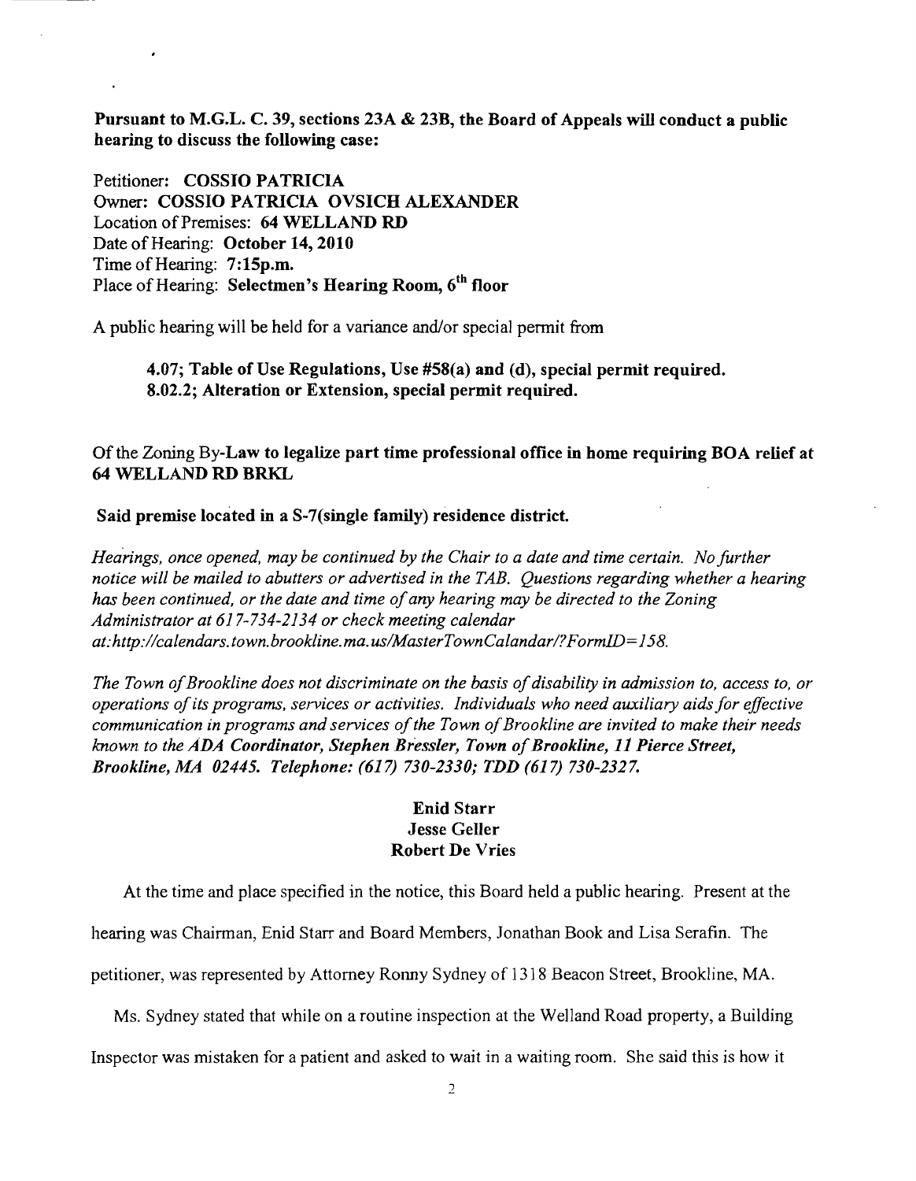**Pursuant to M.G.L. C. 39, sections 23A & 23B, the Board of Appeals will conduct a public hearing to discuss the following case:**

Petitioner: **COSSIO PATRICIA**
Owner: **COSSIO PATRICIA OVSICH ALEXANDER**
Location of Premises: **64 WELLAND RD**
Date of Hearing: **October 14, 2010**
Time of Hearing: **7:15p.m.**
Place of Hearing: **Selectmen's Hearing Room, 6th floor**

A public hearing will be held for a variance and/or special permit from

> **4.07; Table of Use Regulations, Use #58(a) and (d), special permit required.**
> **8.02.2; Alteration or Extension, special permit required.**

Of the Zoning By-Law **to legalize part time professional office in home requiring BOA relief at 64 WELLAND RD BRKL**

**Said premise located in a S-7(single family) residence district.**

*Hearings, once opened, may be continued by the Chair to a date and time certain. No further notice will be mailed to abutters or advertised in the TAB. Questions regarding whether a hearing has been continued, or the date and time of any hearing may be directed to the Zoning Administrator at 617-734-2134 or check meeting calendar at: http://calendars.town.brookline.ma.us/MasterTownCalandar/?FormID=158.*

*The Town of Brookline does not discriminate on the basis of disability in admission to, access to, or operations of its programs, services or activities. Individuals who need auxiliary aids for effective communication in programs and services of the Town of Brookline are invited to make their needs known to the **ADA Coordinator, Stephen Bressler, Town of Brookline, 11 Pierce Street, Brookline, MA 02445. Telephone: (617) 730-2330; TDD (617) 730-2327.***

**Enid Starr**
**Jesse Geller**
**Robert De Vries**

At the time and place specified in the notice, this Board held a public hearing. Present at the hearing was Chairman, Enid Starr and Board Members, Jonathan Book and Lisa Serafin. The petitioner, was represented by Attorney Ronny Sydney of 1318 Beacon Street, Brookline, MA.

Ms. Sydney stated that while on a routine inspection at the Welland Road property, a Building Inspector was mistaken for a patient and asked to wait in a waiting room. She said this is how it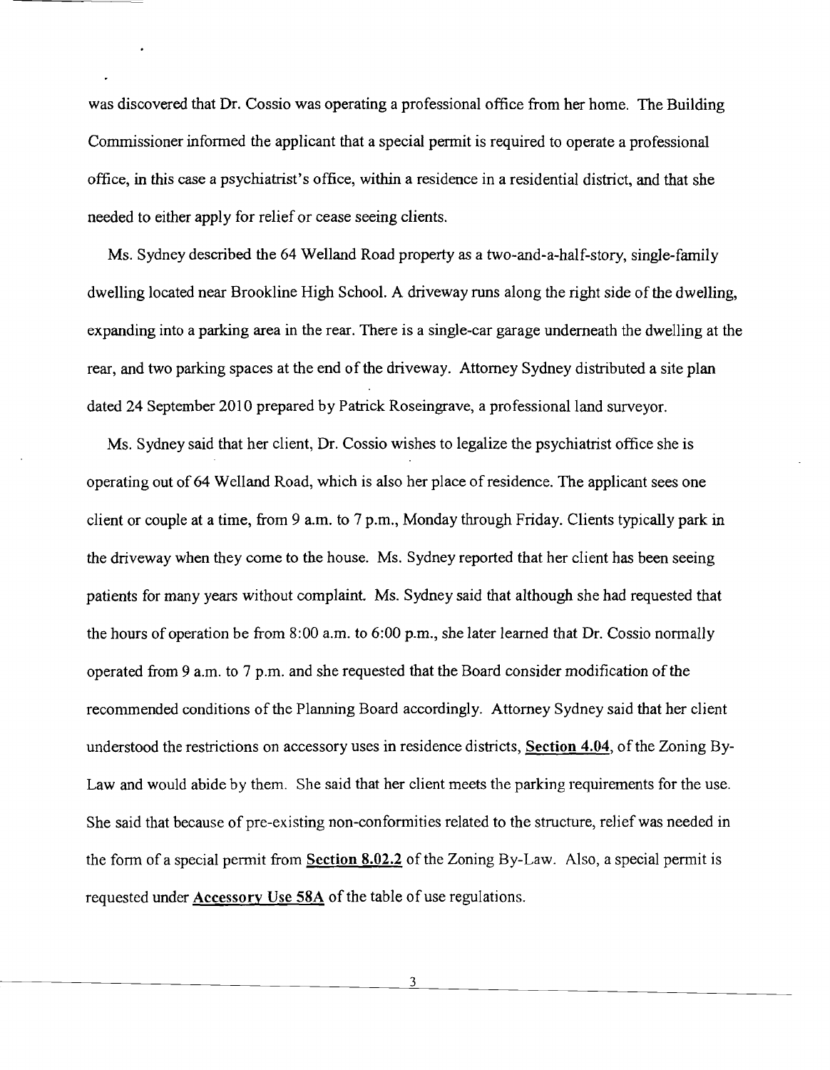was discovered that Dr. Cossio was operating a professional office from her home. The Building Commissioner informed the applicant that a special permit is required to operate a professional office, in this case a psychiatrist's office, within a residence in a residential district, and that she needed to either apply for relief or cease seeing clients.

Ms. Sydney described the 64 Welland Road property as a two-and-a-half-story, single-family dwelling located near Brookline High School. A driveway runs along the right side of the dwelling, expanding into a parking area in the rear. There is a single-car garage underneath the dwelling at the rear, and two parking spaces at the end of the driveway. Attorney Sydney distributed a site plan dated 24 September 2010 prepared by Patrick Roseingrave, a professional land surveyor.

Ms. Sydney said that her client, Dr. Cossio wishes to legalize the psychiatrist office she is operating out of 64 Welland Road, which is also her place of residence. The applicant sees one client or couple at a time, from 9 a.m. to 7 p.m., Monday through Friday. Clients typically park in the driveway when they come to the house. Ms. Sydney reported that her client has been seeing patients for many years without complaint. Ms. Sydney said that although she had requested that the hours of operation be from 8:00 a.m. to 6:00 p.m., she later learned that Dr. Cossio normally operated from 9 a.m. to 7 p.m. and she requested that the Board consider modification of the recommended conditions of the Planning Board accordingly. Attorney Sydney said that her client understood the restrictions on accessory uses in residence districts, **Section 4.04**, of the Zoning By-Law and would abide by them. She said that her client meets the parking requirements for the use. She said that because of pre-existing non-conformities related to the structure, relief was needed in the form of a special permit from **Section 8.02.2** of the Zoning By-Law. Also, a special permit is requested under **Accessory Use 58A** of the table of use regulations.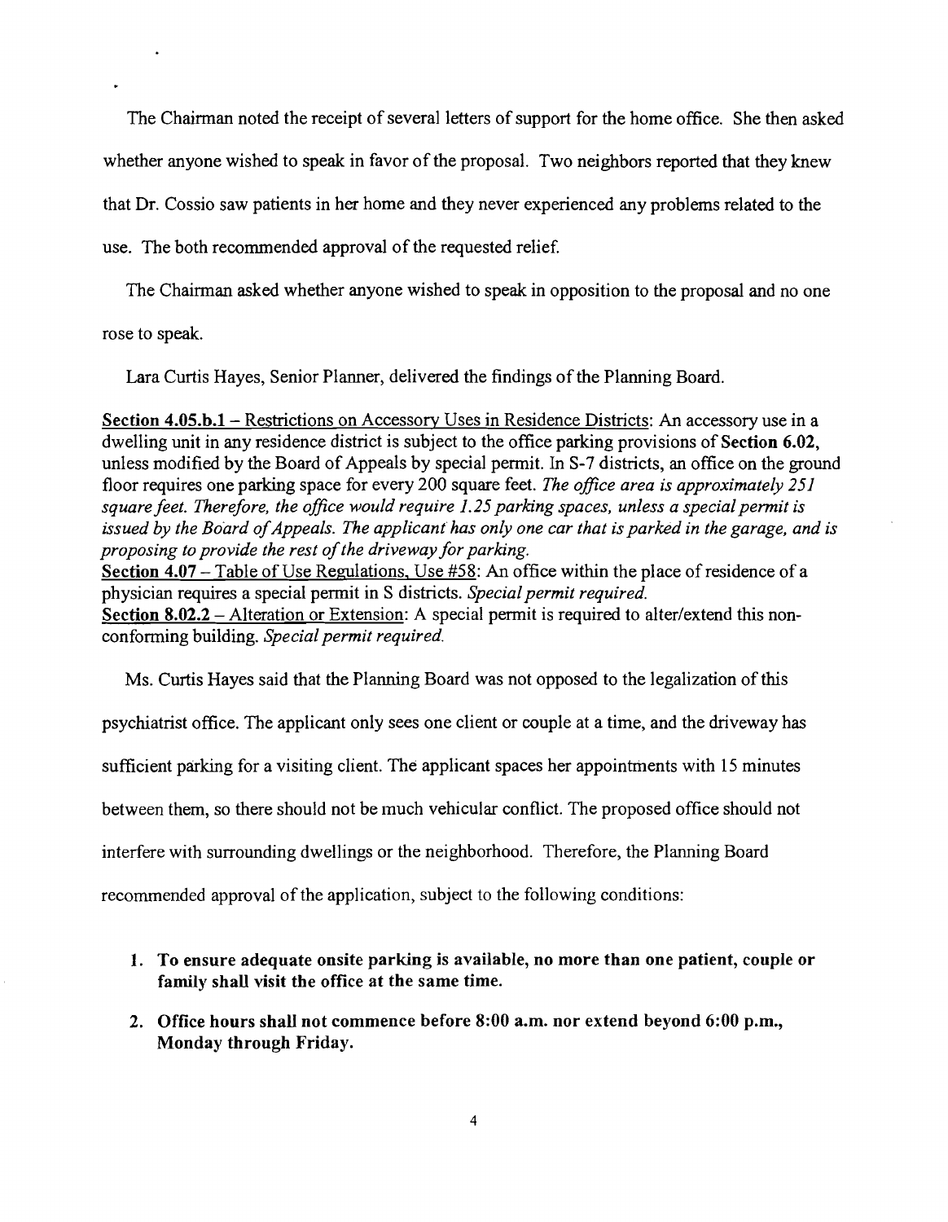The Chairman noted the receipt of several letters of support for the home office. She then asked whether anyone wished to speak in favor of the proposal. Two neighbors reported that they knew that Dr. Cossio saw patients in her home and they never experienced any problems related to the use. The both recommended approval of the requested relief.

The Chairman asked whether anyone wished to speak in opposition to the proposal and no one rose to speak.

Lara Curtis Hayes, Senior Planner, delivered the findings of the Planning Board.

**Section 4.05.b.1** – Restrictions on Accessory Uses in Residence Districts: An accessory use in a dwelling unit in any residence district is subject to the office parking provisions of **Section 6.02**, unless modified by the Board of Appeals by special permit. In S-7 districts, an office on the ground floor requires one parking space for every 200 square feet. *The office area is approximately 251 square feet. Therefore, the office would require 1.25 parking spaces, unless a special permit is issued by the Board of Appeals. The applicant has only one car that is parked in the garage, and is proposing to provide the rest of the driveway for parking.*
**Section 4.07** – Table of Use Regulations, Use #58: An office within the place of residence of a physician requires a special permit in S districts. *Special permit required.*
**Section 8.02.2** – Alteration or Extension: A special permit is required to alter/extend this non-conforming building. *Special permit required.*

Ms. Curtis Hayes said that the Planning Board was not opposed to the legalization of this psychiatrist office. The applicant only sees one client or couple at a time, and the driveway has sufficient parking for a visiting client. The applicant spaces her appointments with 15 minutes between them, so there should not be much vehicular conflict. The proposed office should not interfere with surrounding dwellings or the neighborhood. Therefore, the Planning Board recommended approval of the application, subject to the following conditions:

1. **To ensure adequate onsite parking is available, no more than one patient, couple or family shall visit the office at the same time.**
2. **Office hours shall not commence before 8:00 a.m. nor extend beyond 6:00 p.m., Monday through Friday.**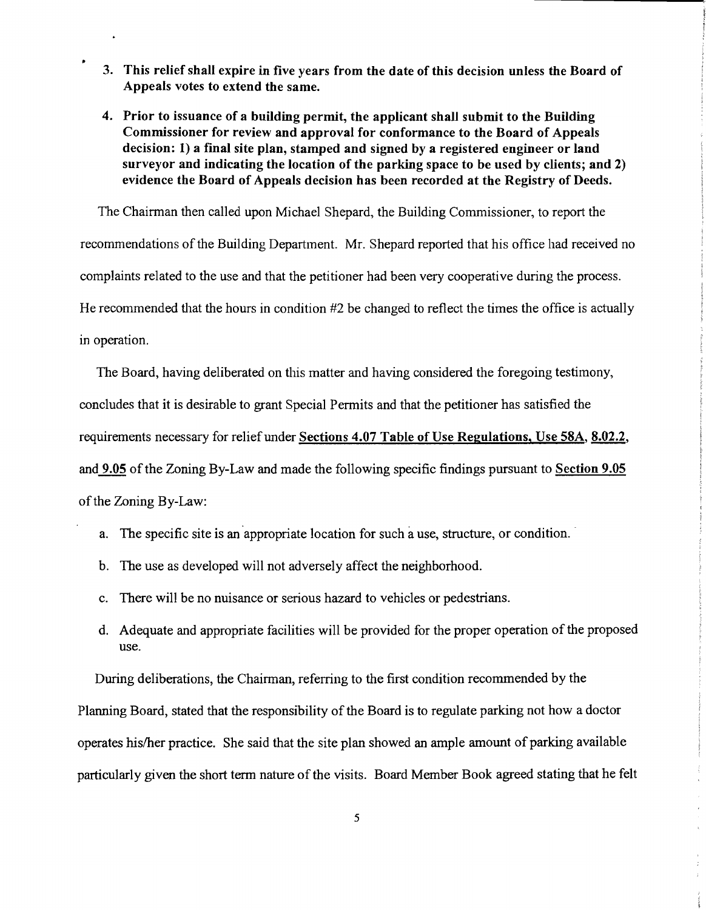3. **This relief shall expire in five years from the date of this decision unless the Board of Appeals votes to extend the same.**

4. **Prior to issuance of a building permit, the applicant shall submit to the Building Commissioner for review and approval for conformance to the Board of Appeals decision: 1) a final site plan, stamped and signed by a registered engineer or land surveyor and indicating the location of the parking space to be used by clients; and 2) evidence the Board of Appeals decision has been recorded at the Registry of Deeds.**

The Chairman then called upon Michael Shepard, the Building Commissioner, to report the recommendations of the Building Department. Mr. Shepard reported that his office had received no complaints related to the use and that the petitioner had been very cooperative during the process. He recommended that the hours in condition #2 be changed to reflect the times the office is actually in operation.

The Board, having deliberated on this matter and having considered the foregoing testimony, concludes that it is desirable to grant Special Permits and that the petitioner has satisfied the requirements necessary for relief under **Sections 4.07 Table of Use Regulations, Use 58A**, **8.02.2**, and **9.05** of the Zoning By-Law and made the following specific findings pursuant to **Section 9.05** of the Zoning By-Law:

a. The specific site is an appropriate location for such a use, structure, or condition.

b. The use as developed will not adversely affect the neighborhood.

c. There will be no nuisance or serious hazard to vehicles or pedestrians.

d. Adequate and appropriate facilities will be provided for the proper operation of the proposed use.

During deliberations, the Chairman, referring to the first condition recommended by the Planning Board, stated that the responsibility of the Board is to regulate parking not how a doctor operates his/her practice. She said that the site plan showed an ample amount of parking available particularly given the short term nature of the visits. Board Member Book agreed stating that he felt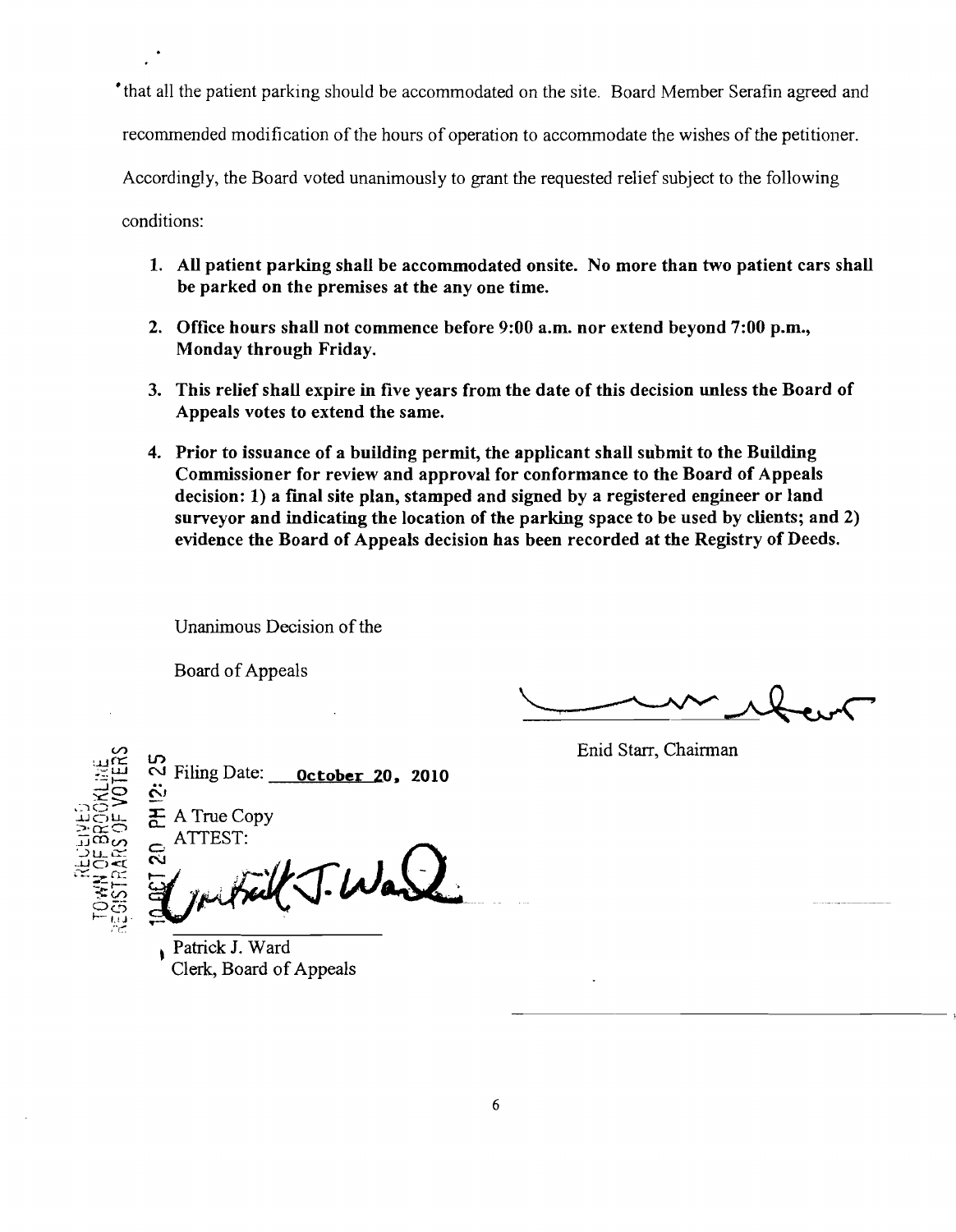that all the patient parking should be accommodated on the site. Board Member Serafin agreed and recommended modification of the hours of operation to accommodate the wishes of the petitioner. Accordingly, the Board voted unanimously to grant the requested relief subject to the following conditions:

1. **All patient parking shall be accommodated onsite. No more than two patient cars shall be parked on the premises at the any one time.**

2. **Office hours shall not commence before 9:00 a.m. nor extend beyond 7:00 p.m., Monday through Friday.**

3. **This relief shall expire in five years from the date of this decision unless the Board of Appeals votes to extend the same.**

4. **Prior to issuance of a building permit, the applicant shall submit to the Building Commissioner for review and approval for conformance to the Board of Appeals decision: 1) a final site plan, stamped and signed by a registered engineer or land surveyor and indicating the location of the parking space to be used by clients; and 2) evidence the Board of Appeals decision has been recorded at the Registry of Deeds.**

Unanimous Decision of the

Board of Appeals

Enid Starr, Chairman

RECEIVED TOWN OF BROOKLINE REGISTRARS OF VOTERS 10 OCT 20 PM 12: 25

Filing Date: **October 20, 2010**

A True Copy
ATTEST:

Patrick J. Ward
Clerk, Board of Appeals